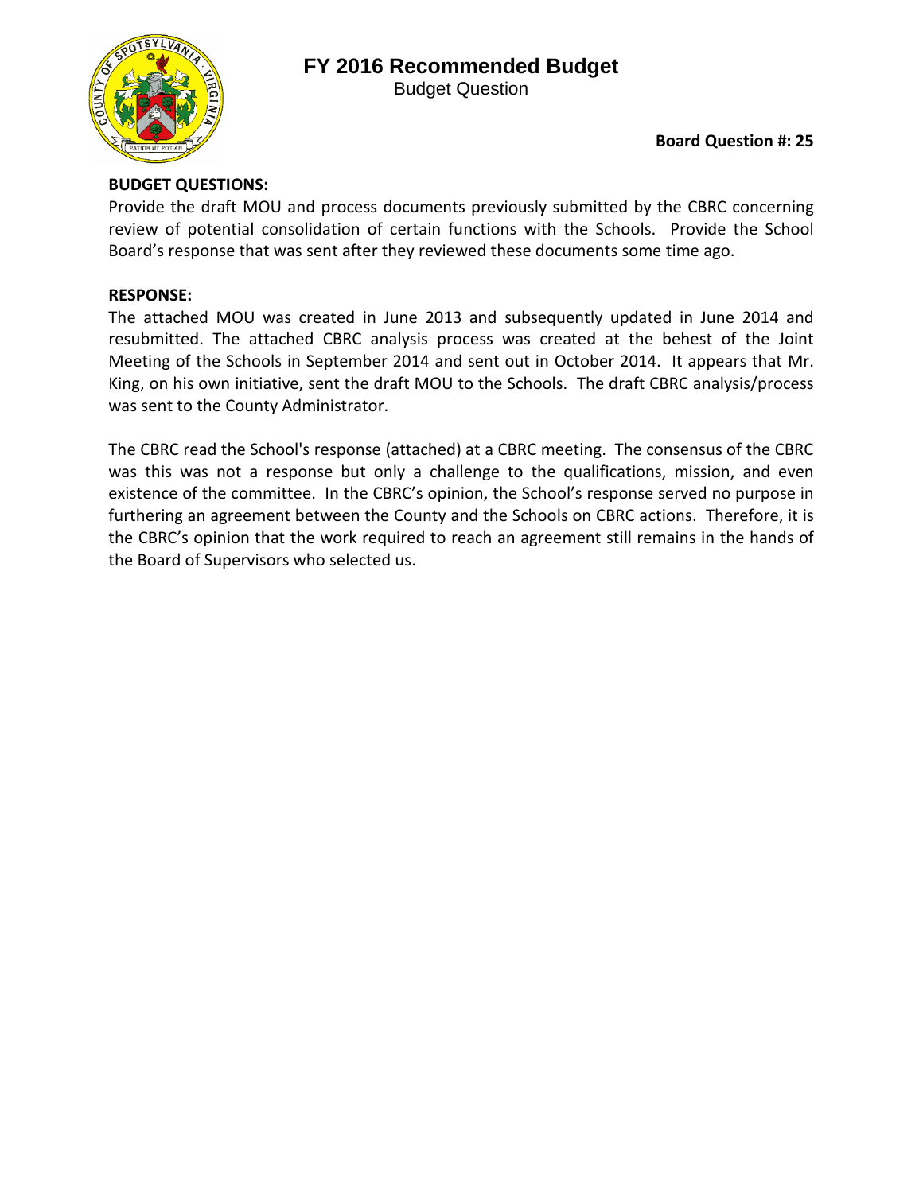# FY 2016 Recommended Budget

Budget Question

**Board Question #: 25**

**BUDGET QUESTIONS:**

Provide the draft MOU and process documents previously submitted by the CBRC concerning review of potential consolidation of certain functions with the Schools. Provide the School Board's response that was sent after they reviewed these documents some time ago.

**RESPONSE:**

The attached MOU was created in June 2013 and subsequently updated in June 2014 and resubmitted. The attached CBRC analysis process was created at the behest of the Joint Meeting of the Schools in September 2014 and sent out in October 2014. It appears that Mr. King, on his own initiative, sent the draft MOU to the Schools. The draft CBRC analysis/process was sent to the County Administrator.

The CBRC read the School's response (attached) at a CBRC meeting. The consensus of the CBRC was this was not a response but only a challenge to the qualifications, mission, and even existence of the committee. In the CBRC's opinion, the School's response served no purpose in furthering an agreement between the County and the Schools on CBRC actions. Therefore, it is the CBRC's opinion that the work required to reach an agreement still remains in the hands of the Board of Supervisors who selected us.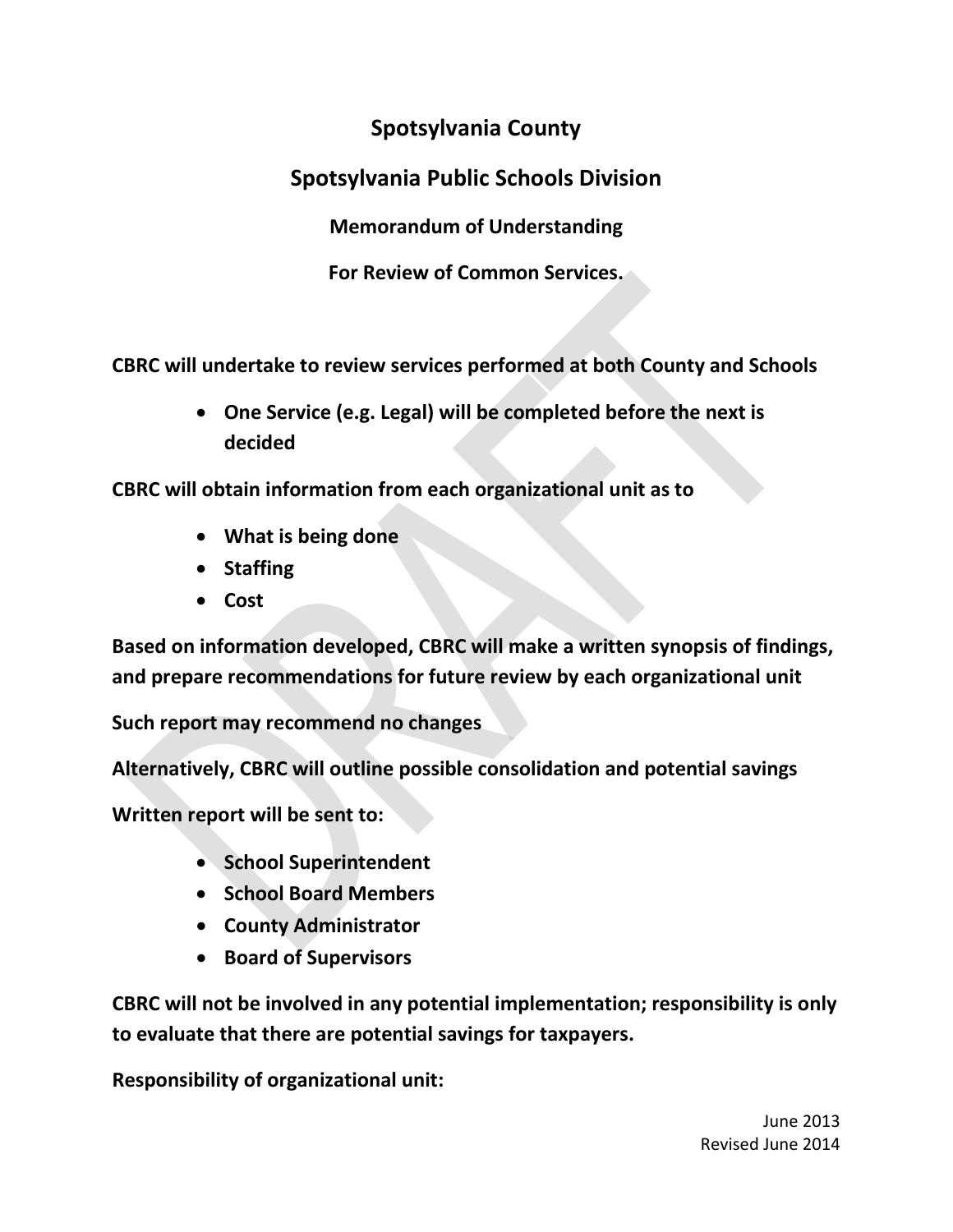# Spotsylvania County

## Spotsylvania Public Schools Division

### Memorandum of Understanding

### For Review of Common Services.

**CBRC will undertake to review services performed at both County and Schools**

- **One Service (e.g. Legal) will be completed before the next is decided**

**CBRC will obtain information from each organizational unit as to**

- **What is being done**
- **Staffing**
- **Cost**

**Based on information developed, CBRC will make a written synopsis of findings, and prepare recommendations for future review by each organizational unit**

**Such report may recommend no changes**

**Alternatively, CBRC will outline possible consolidation and potential savings**

**Written report will be sent to:**

- **School Superintendent**
- **School Board Members**
- **County Administrator**
- **Board of Supervisors**

**CBRC will not be involved in any potential implementation; responsibility is only to evaluate that there are potential savings for taxpayers.**

**Responsibility of organizational unit:**

June 2013
Revised June 2014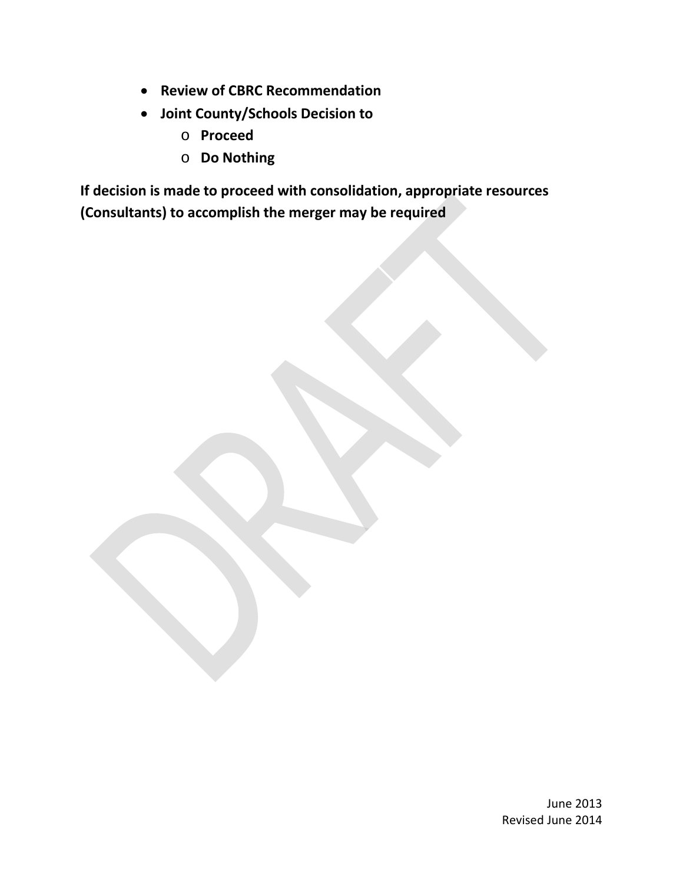- **Review of CBRC Recommendation**
- **Joint County/Schools Decision to**
  - **Proceed**
  - **Do Nothing**

**If decision is made to proceed with consolidation, appropriate resources (Consultants) to accomplish the merger may be required**

June 2013
Revised June 2014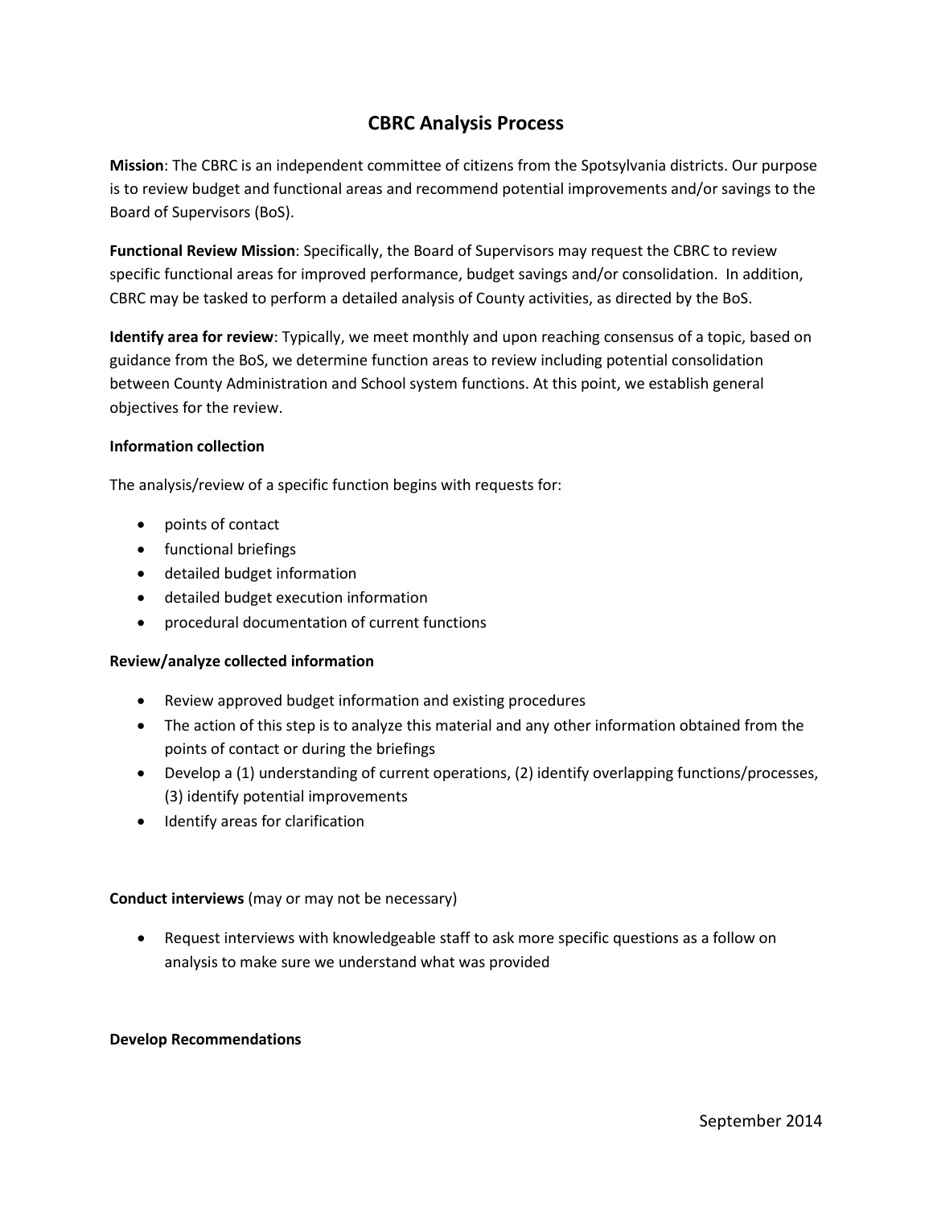# CBRC Analysis Process

**Mission**: The CBRC is an independent committee of citizens from the Spotsylvania districts. Our purpose is to review budget and functional areas and recommend potential improvements and/or savings to the Board of Supervisors (BoS).

**Functional Review Mission**: Specifically, the Board of Supervisors may request the CBRC to review specific functional areas for improved performance, budget savings and/or consolidation. In addition, CBRC may be tasked to perform a detailed analysis of County activities, as directed by the BoS.

**Identify area for review**: Typically, we meet monthly and upon reaching consensus of a topic, based on guidance from the BoS, we determine function areas to review including potential consolidation between County Administration and School system functions. At this point, we establish general objectives for the review.

**Information collection**

The analysis/review of a specific function begins with requests for:

- points of contact
- functional briefings
- detailed budget information
- detailed budget execution information
- procedural documentation of current functions

**Review/analyze collected information**

- Review approved budget information and existing procedures
- The action of this step is to analyze this material and any other information obtained from the points of contact or during the briefings
- Develop a (1) understanding of current operations, (2) identify overlapping functions/processes, (3) identify potential improvements
- Identify areas for clarification

**Conduct interviews** (may or may not be necessary)

- Request interviews with knowledgeable staff to ask more specific questions as a follow on analysis to make sure we understand what was provided

**Develop Recommendations**

September 2014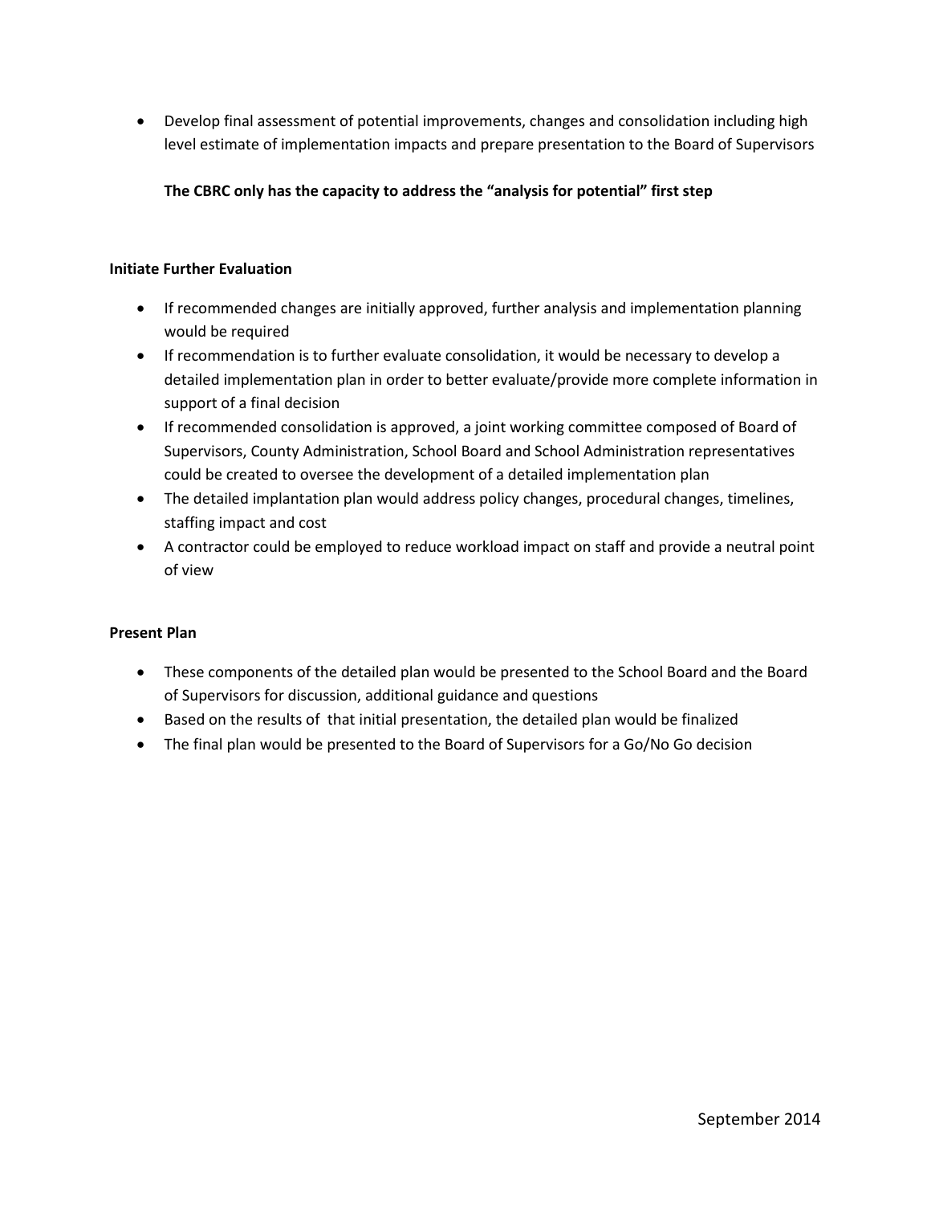- Develop final assessment of potential improvements, changes and consolidation including high level estimate of implementation impacts and prepare presentation to the Board of Supervisors

**The CBRC only has the capacity to address the "analysis for potential" first step**

**Initiate Further Evaluation**

- If recommended changes are initially approved, further analysis and implementation planning would be required
- If recommendation is to further evaluate consolidation, it would be necessary to develop a detailed implementation plan in order to better evaluate/provide more complete information in support of a final decision
- If recommended consolidation is approved, a joint working committee composed of Board of Supervisors, County Administration, School Board and School Administration representatives could be created to oversee the development of a detailed implementation plan
- The detailed implantation plan would address policy changes, procedural changes, timelines, staffing impact and cost
- A contractor could be employed to reduce workload impact on staff and provide a neutral point of view

**Present Plan**

- These components of the detailed plan would be presented to the School Board and the Board of Supervisors for discussion, additional guidance and questions
- Based on the results of that initial presentation, the detailed plan would be finalized
- The final plan would be presented to the Board of Supervisors for a Go/No Go decision

September 2014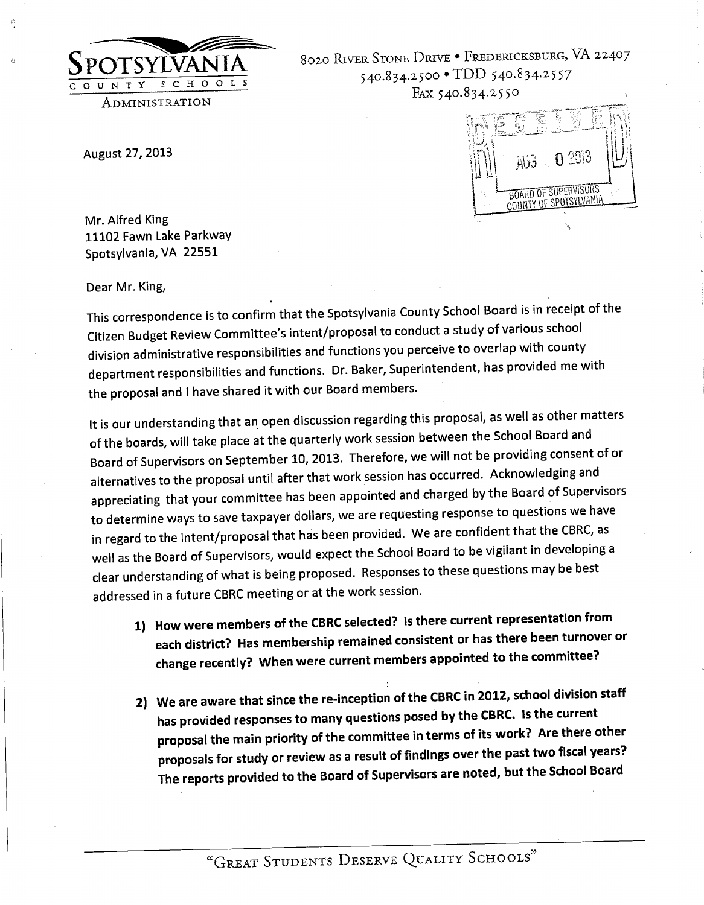**Spotsylvania County Schools**
Administration

8020 River Stone Drive • Fredericksburg, VA 22407
540.834.2500 • TDD 540.834.2557
Fax 540.834.2550

RECEIVED
AUG 0 2013
BOARD OF SUPERVISORS
COUNTY OF SPOTSYLVANIA

August 27, 2013

Mr. Alfred King
11102 Fawn Lake Parkway
Spotsylvania, VA 22551

Dear Mr. King,

This correspondence is to confirm that the Spotsylvania County School Board is in receipt of the Citizen Budget Review Committee's intent/proposal to conduct a study of various school division administrative responsibilities and functions you perceive to overlap with county department responsibilities and functions. Dr. Baker, Superintendent, has provided me with the proposal and I have shared it with our Board members.

It is our understanding that an open discussion regarding this proposal, as well as other matters of the boards, will take place at the quarterly work session between the School Board and Board of Supervisors on September 10, 2013. Therefore, we will not be providing consent of or alternatives to the proposal until after that work session has occurred. Acknowledging and appreciating that your committee has been appointed and charged by the Board of Supervisors to determine ways to save taxpayer dollars, we are requesting response to questions we have in regard to the intent/proposal that has been provided. We are confident that the CBRC, as well as the Board of Supervisors, would expect the School Board to be vigilant in developing a clear understanding of what is being proposed. Responses to these questions may be best addressed in a future CBRC meeting or at the work session.

1) **How were members of the CBRC selected? Is there current representation from each district? Has membership remained consistent or has there been turnover or change recently? When were current members appointed to the committee?**

2) **We are aware that since the re-inception of the CBRC in 2012, school division staff has provided responses to many questions posed by the CBRC. Is the current proposal the main priority of the committee in terms of its work? Are there other proposals for study or review as a result of findings over the past two fiscal years? The reports provided to the Board of Supervisors are noted, but the School Board**

"Great Students Deserve Quality Schools"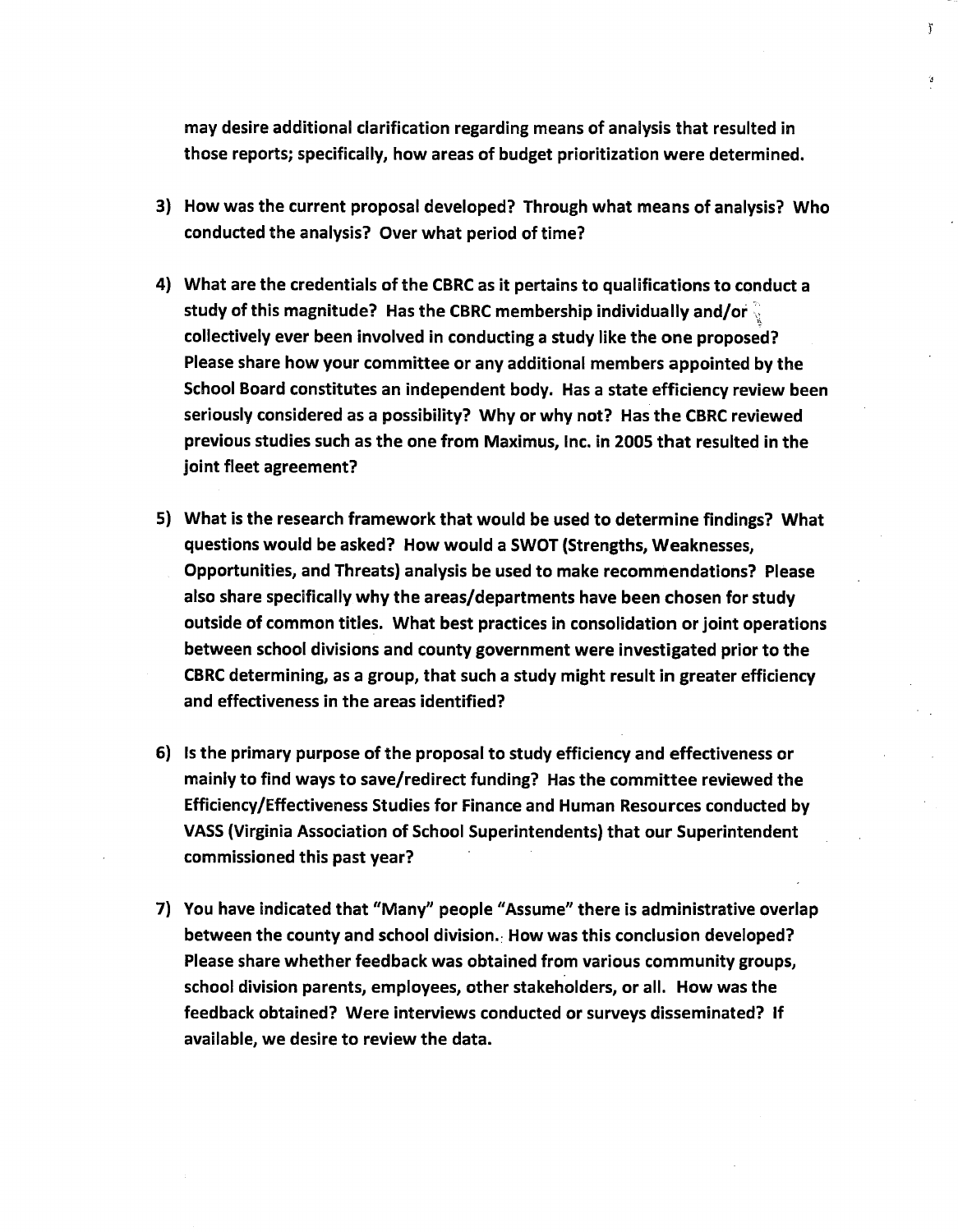**may desire additional clarification regarding means of analysis that resulted in those reports; specifically, how areas of budget prioritization were determined.**

3) **How was the current proposal developed? Through what means of analysis? Who conducted the analysis? Over what period of time?**

4) **What are the credentials of the CBRC as it pertains to qualifications to conduct a study of this magnitude? Has the CBRC membership individually and/or collectively ever been involved in conducting a study like the one proposed? Please share how your committee or any additional members appointed by the School Board constitutes an independent body. Has a state efficiency review been seriously considered as a possibility? Why or why not? Has the CBRC reviewed previous studies such as the one from Maximus, Inc. in 2005 that resulted in the joint fleet agreement?**

5) **What is the research framework that would be used to determine findings? What questions would be asked? How would a SWOT (Strengths, Weaknesses, Opportunities, and Threats) analysis be used to make recommendations? Please also share specifically why the areas/departments have been chosen for study outside of common titles. What best practices in consolidation or joint operations between school divisions and county government were investigated prior to the CBRC determining, as a group, that such a study might result in greater efficiency and effectiveness in the areas identified?**

6) **Is the primary purpose of the proposal to study efficiency and effectiveness or mainly to find ways to save/redirect funding? Has the committee reviewed the Efficiency/Effectiveness Studies for Finance and Human Resources conducted by VASS (Virginia Association of School Superintendents) that our Superintendent commissioned this past year?**

7) **You have indicated that "Many" people "Assume" there is administrative overlap between the county and school division. How was this conclusion developed? Please share whether feedback was obtained from various community groups, school division parents, employees, other stakeholders, or all. How was the feedback obtained? Were interviews conducted or surveys disseminated? If available, we desire to review the data.**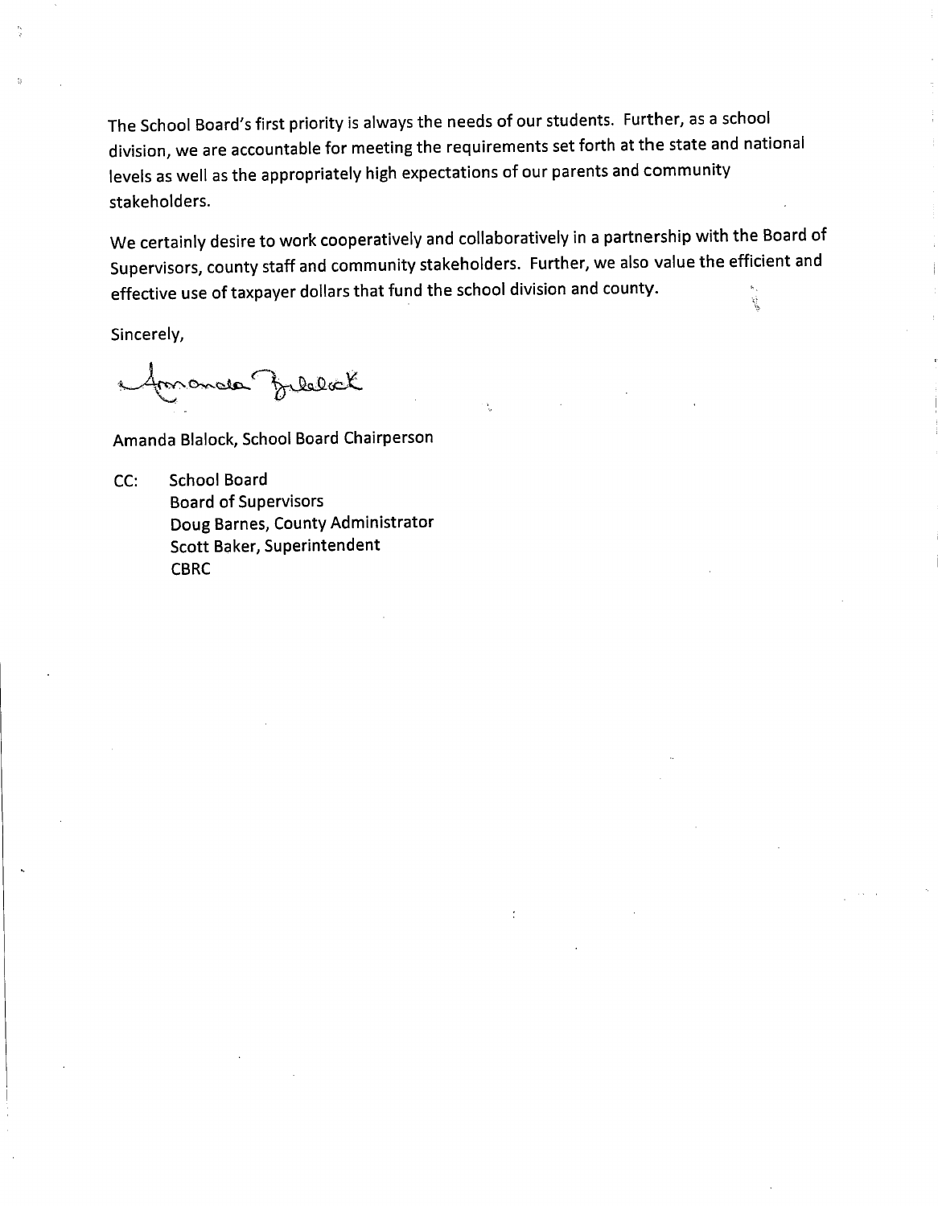The School Board's first priority is always the needs of our students. Further, as a school division, we are accountable for meeting the requirements set forth at the state and national levels as well as the appropriately high expectations of our parents and community stakeholders.

We certainly desire to work cooperatively and collaboratively in a partnership with the Board of Supervisors, county staff and community stakeholders. Further, we also value the efficient and effective use of taxpayer dollars that fund the school division and county.

Sincerely,

Amanda Blalock

Amanda Blalock, School Board Chairperson

CC: School Board
Board of Supervisors
Doug Barnes, County Administrator
Scott Baker, Superintendent
CBRC